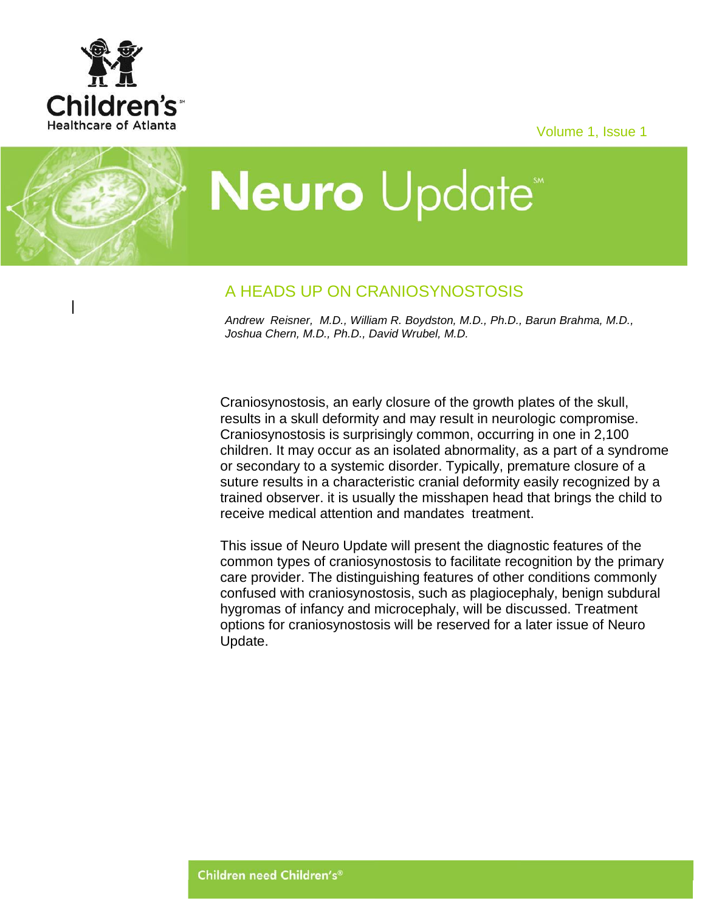# Neuro Update

## A HEADS UP ON CRANIOSYNOSTOSIS

*Andrew Reisner, M.D., William R. Boydston, M.D., Ph.D., Barun Brahma, M.D., Joshua Chern, M.D., Ph.D., David Wrubel, M.D.*

Craniosynostosis, an early closure of the growth plates of the skull, results in a skull deformity and may result in neurologic compromise. Craniosynostosis is surprisingly common, occurring in one in 2,100 children. It may occur as an isolated abnormality, as a part of a syndrome or secondary to a systemic disorder. Typically, premature closure of a suture results in a characteristic cranial deformity easily recognized by a trained observer. it is usually the misshapen head that brings the child to receive medical attention and mandates treatment.

This issue of Neuro Update will present the diagnostic features of the common types of craniosynostosis to facilitate recognition by the primary care provider. The distinguishing features of other conditions commonly confused with craniosynostosis, such as plagiocephaly, benign subdural hygromas of infancy and microcephaly, will be discussed. Treatment options for craniosynostosis will be reserved for a later issue of Neuro Update.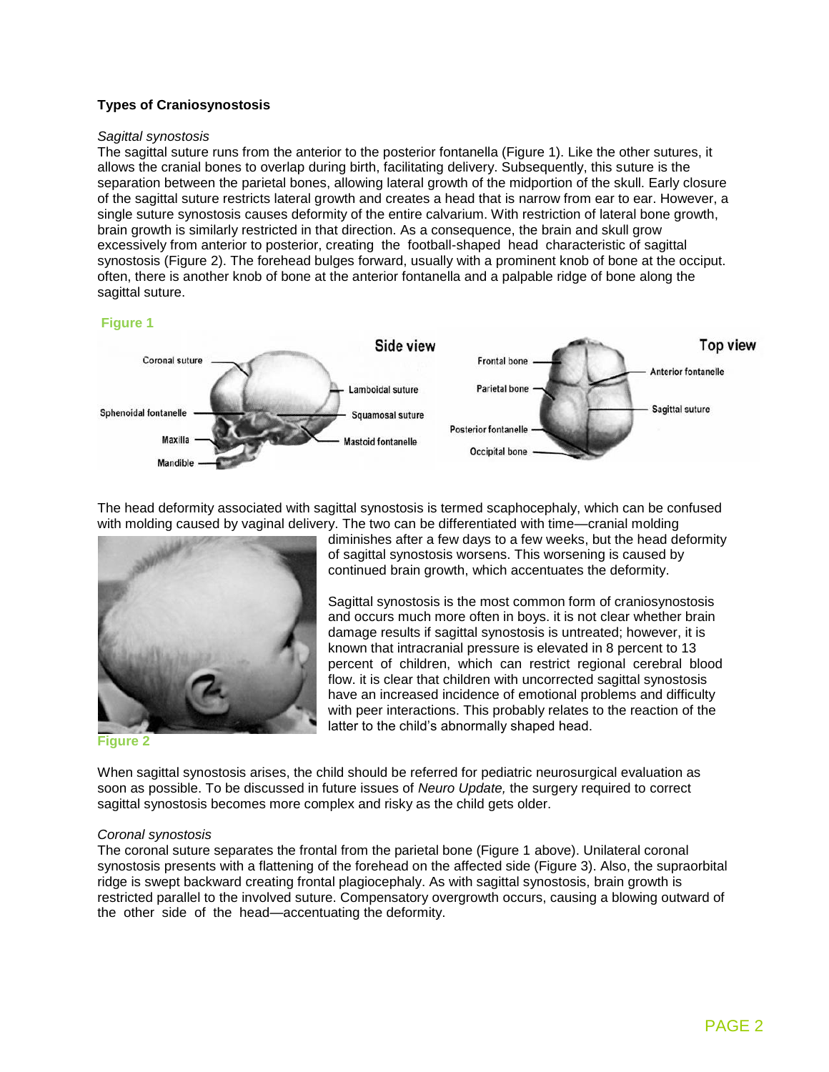## Types of Craniosynostosis

*Sagittal synostosis*

The sagittal suture runs from the anterior to the posterior fontanella (Figure 1). Like the other sutures, it allows the cranial bones to overlap during birth, facilitating delivery. Subsequently, this suture is the separation between the parietal bones, allowing lateral growth of the midportion of the skull. Early closure of the sagittal suture restricts lateral growth and creates a head that is narrow from ear to ear. However, a single suture synostosis causes deformity of the entire calvarium. With restriction of lateral bone growth, brain growth is similarly restricted in that direction. As a consequence, the brain and skull grow excessively from anterior to posterior, creating the football-shaped head characteristic of sagittal synostosis (Figure 2). The forehead bulges forward, usually with a prominent knob of bone at the occiput. often, there is another knob of bone at the anterior fontanella and a palpable ridge of bone along the sagittal suture.

Figure 1

The head deformity associated with sagittal synostosis is termed scaphocephaly, which can be confused with molding caused by vaginal delivery. The two can be differentiated with time—cranial molding diminishes after a few days to a few weeks, but the head deformity of sagittal synostosis worsens. This worsening is caused by continued brain growth, which accentuates the deformity.

Sagittal synostosis is the most common form of craniosynostosis and occurs much more often in boys. it is not clear whether brain damage results if sagittal synostosis is untreated; however, it is known that intracranial pressure is elevated in 8 percent to 13 percent of children, which can restrict regional cerebral blood flow. it is clear that children with uncorrected sagittal synostosis have an increased incidence of emotional problems and difficulty with peer interactions. This probably relates to the reaction of the latter to the child's abnormally shaped head.

Figure 2

When sagittal synostosis arises, the child should be referred for pediatric neurosurgical evaluation as soon as possible. To be discussed in future issues of *Neuro Update,* the surgery required to correct sagittal synostosis becomes more complex and risky as the child gets older.

*Coronal synostosis*

The coronal suture separates the frontal from the parietal bone (Figure 1 above). Unilateral coronal synostosis presents with a flattening of the forehead on the affected side (Figure 3). Also, the supraorbital ridge is swept backward creating frontal plagiocephaly. As with sagittal synostosis, brain growth is restricted parallel to the involved suture. Compensatory overgrowth occurs, causing a blowing outward of the other side of the head—accentuating the deformity.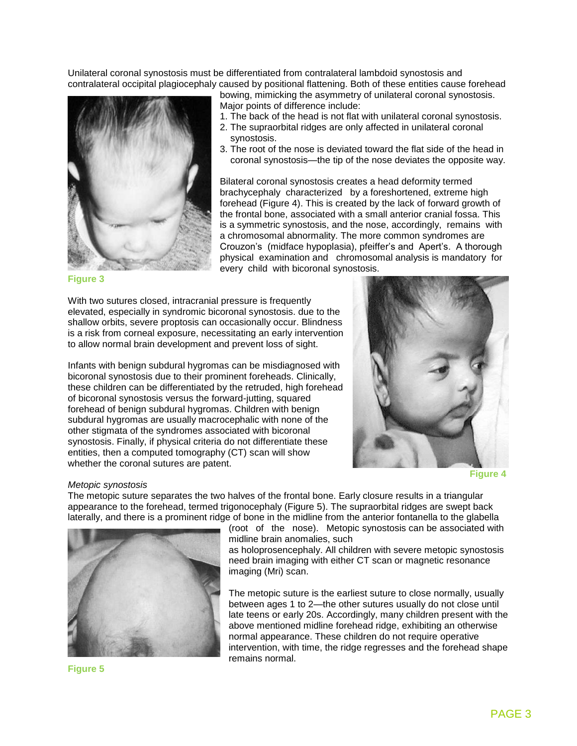Unilateral coronal synostosis must be differentiated from contralateral lambdoid synostosis and contralateral occipital plagiocephaly caused by positional flattening. Both of these entities cause forehead bowing, mimicking the asymmetry of unilateral coronal synostosis. Major points of difference include:

1. The back of the head is not flat with unilateral coronal synostosis.
2. The supraorbital ridges are only affected in unilateral coronal synostosis.
3. The root of the nose is deviated toward the flat side of the head in coronal synostosis—the tip of the nose deviates the opposite way.

Figure 3

Bilateral coronal synostosis creates a head deformity termed brachycephaly characterized by a foreshortened, extreme high forehead (Figure 4). This is created by the lack of forward growth of the frontal bone, associated with a small anterior cranial fossa. This is a symmetric synostosis, and the nose, accordingly, remains with a chromosomal abnormality. The more common syndromes are Crouzon's (midface hypoplasia), pfeiffer's and Apert's. A thorough physical examination and chromosomal analysis is mandatory for every child with bicoronal synostosis.

With two sutures closed, intracranial pressure is frequently elevated, especially in syndromic bicoronal synostosis. due to the shallow orbits, severe proptosis can occasionally occur. Blindness is a risk from corneal exposure, necessitating an early intervention to allow normal brain development and prevent loss of sight.

Infants with benign subdural hygromas can be misdiagnosed with bicoronal synostosis due to their prominent foreheads. Clinically, these children can be differentiated by the retruded, high forehead of bicoronal synostosis versus the forward-jutting, squared forehead of benign subdural hygromas. Children with benign subdural hygromas are usually macrocephalic with none of the other stigmata of the syndromes associated with bicoronal synostosis. Finally, if physical criteria do not differentiate these entities, then a computed tomography (CT) scan will show whether the coronal sutures are patent.

Figure 4

*Metopic synostosis*

The metopic suture separates the two halves of the frontal bone. Early closure results in a triangular appearance to the forehead, termed trigonocephaly (Figure 5). The supraorbital ridges are swept back laterally, and there is a prominent ridge of bone in the midline from the anterior fontanella to the glabella (root of the nose). Metopic synostosis can be associated with midline brain anomalies, such as holoprosencephaly. All children with severe metopic synostosis need brain imaging with either CT scan or magnetic resonance imaging (Mri) scan.

The metopic suture is the earliest suture to close normally, usually between ages 1 to 2—the other sutures usually do not close until late teens or early 20s. Accordingly, many children present with the above mentioned midline forehead ridge, exhibiting an otherwise normal appearance. These children do not require operative intervention, with time, the ridge regresses and the forehead shape remains normal.

Figure 5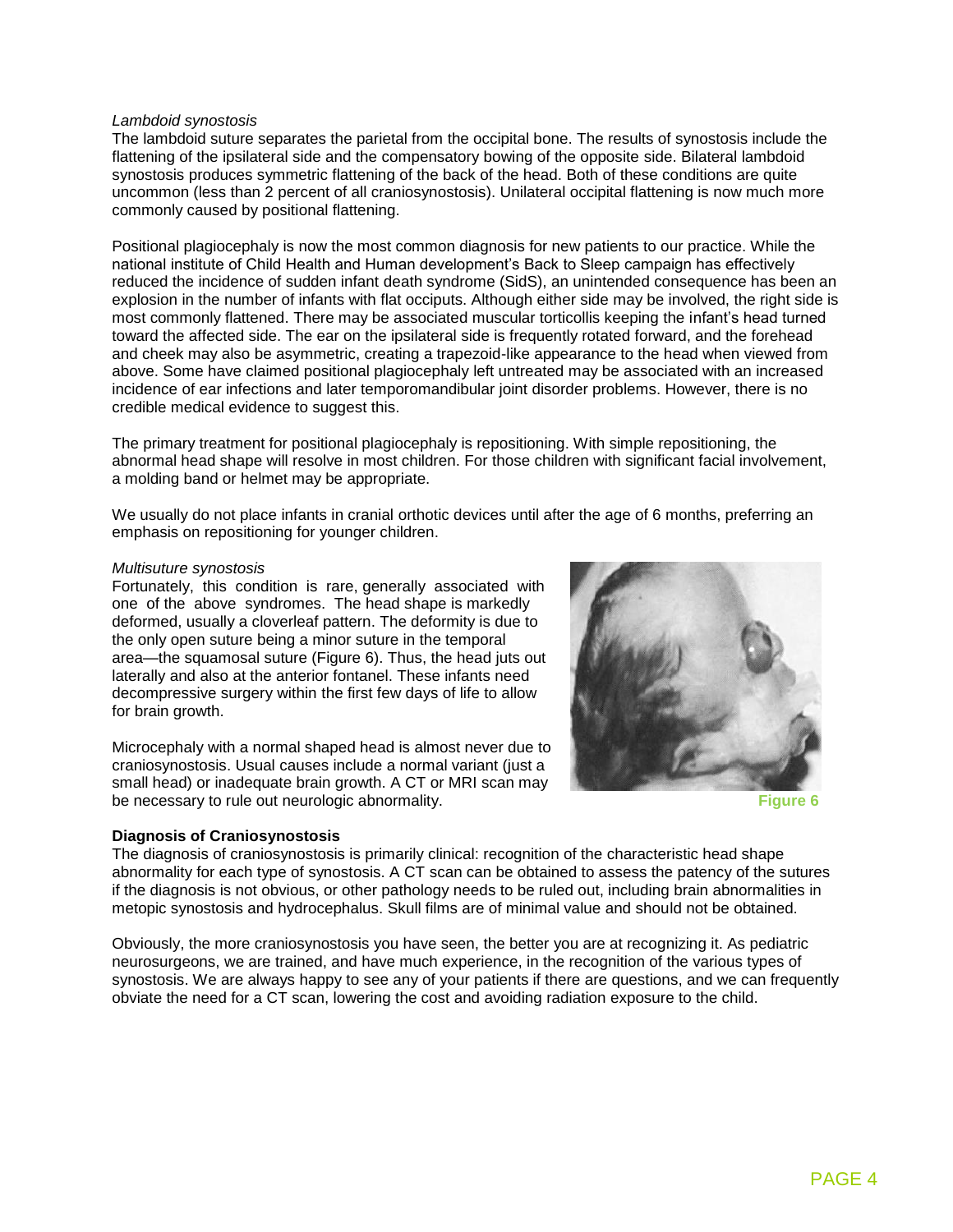*Lambdoid synostosis*

The lambdoid suture separates the parietal from the occipital bone. The results of synostosis include the flattening of the ipsilateral side and the compensatory bowing of the opposite side. Bilateral lambdoid synostosis produces symmetric flattening of the back of the head. Both of these conditions are quite uncommon (less than 2 percent of all craniosynostosis). Unilateral occipital flattening is now much more commonly caused by positional flattening.

Positional plagiocephaly is now the most common diagnosis for new patients to our practice. While the national institute of Child Health and Human development's Back to Sleep campaign has effectively reduced the incidence of sudden infant death syndrome (SidS), an unintended consequence has been an explosion in the number of infants with flat occiputs. Although either side may be involved, the right side is most commonly flattened. There may be associated muscular torticollis keeping the infant's head turned toward the affected side. The ear on the ipsilateral side is frequently rotated forward, and the forehead and cheek may also be asymmetric, creating a trapezoid-like appearance to the head when viewed from above. Some have claimed positional plagiocephaly left untreated may be associated with an increased incidence of ear infections and later temporomandibular joint disorder problems. However, there is no credible medical evidence to suggest this.

The primary treatment for positional plagiocephaly is repositioning. With simple repositioning, the abnormal head shape will resolve in most children. For those children with significant facial involvement, a molding band or helmet may be appropriate.

We usually do not place infants in cranial orthotic devices until after the age of 6 months, preferring an emphasis on repositioning for younger children.

*Multisuture synostosis*

Fortunately, this condition is rare, generally associated with one of the above syndromes. The head shape is markedly deformed, usually a cloverleaf pattern. The deformity is due to the only open suture being a minor suture in the temporal area—the squamosal suture (Figure 6). Thus, the head juts out laterally and also at the anterior fontanel. These infants need decompressive surgery within the first few days of life to allow for brain growth.

Figure 6

Microcephaly with a normal shaped head is almost never due to craniosynostosis. Usual causes include a normal variant (just a small head) or inadequate brain growth. A CT or MRI scan may be necessary to rule out neurologic abnormality.

**Diagnosis of Craniosynostosis**

The diagnosis of craniosynostosis is primarily clinical: recognition of the characteristic head shape abnormality for each type of synostosis. A CT scan can be obtained to assess the patency of the sutures if the diagnosis is not obvious, or other pathology needs to be ruled out, including brain abnormalities in metopic synostosis and hydrocephalus. Skull films are of minimal value and should not be obtained.

Obviously, the more craniosynostosis you have seen, the better you are at recognizing it. As pediatric neurosurgeons, we are trained, and have much experience, in the recognition of the various types of synostosis. We are always happy to see any of your patients if there are questions, and we can frequently obviate the need for a CT scan, lowering the cost and avoiding radiation exposure to the child.